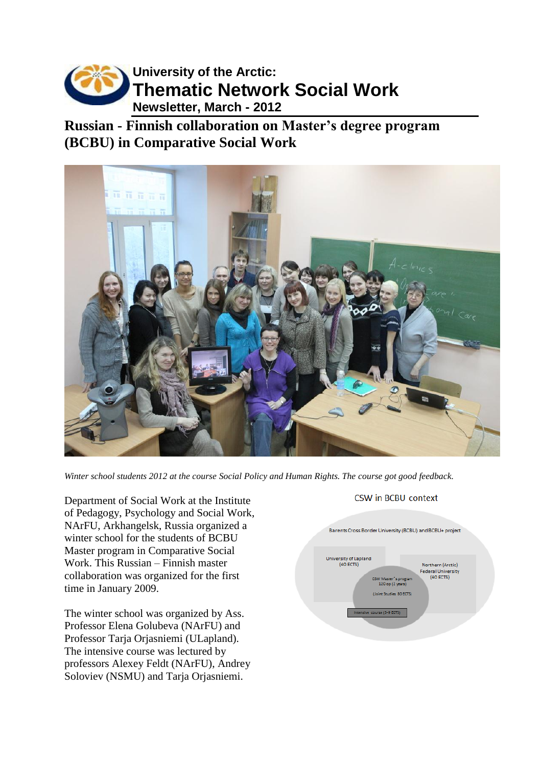# University of the Arctic: Thematic Network Social Work

**Newsletter, March - 2012**

## Russian - Finnish collaboration on Master's degree program (BCBU) in Comparative Social Work

*Winter school students 2012 at the course Social Policy and Human Rights. The course got good feedback.*

Department of Social Work at the Institute of Pedagogy, Psychology and Social Work, NArFU, Arkhangelsk, Russia organized a winter school for the students of BCBU Master program in Comparative Social Work. This Russian – Finnish master collaboration was organized for the first time in January 2009.

The winter school was organized by Ass. Professor Elena Golubeva (NArFU) and Professor Tarja Orjasniemi (ULapland). The intensive course was lectured by professors Alexey Feldt (NArFU), Andrey Soloviev (NSMU) and Tarja Orjasniemi.

CSW in BCBU context

Barents Cross Border University (BCBU) and BCBU+ project

University of Lapland (40 ECTS)

Northern (Arctic) Federal University (40 ECTS)

CSW Master's program 120 op (2 years)

(Joint Studies 30 ECTS)

Intensive course (3-9 ECTS)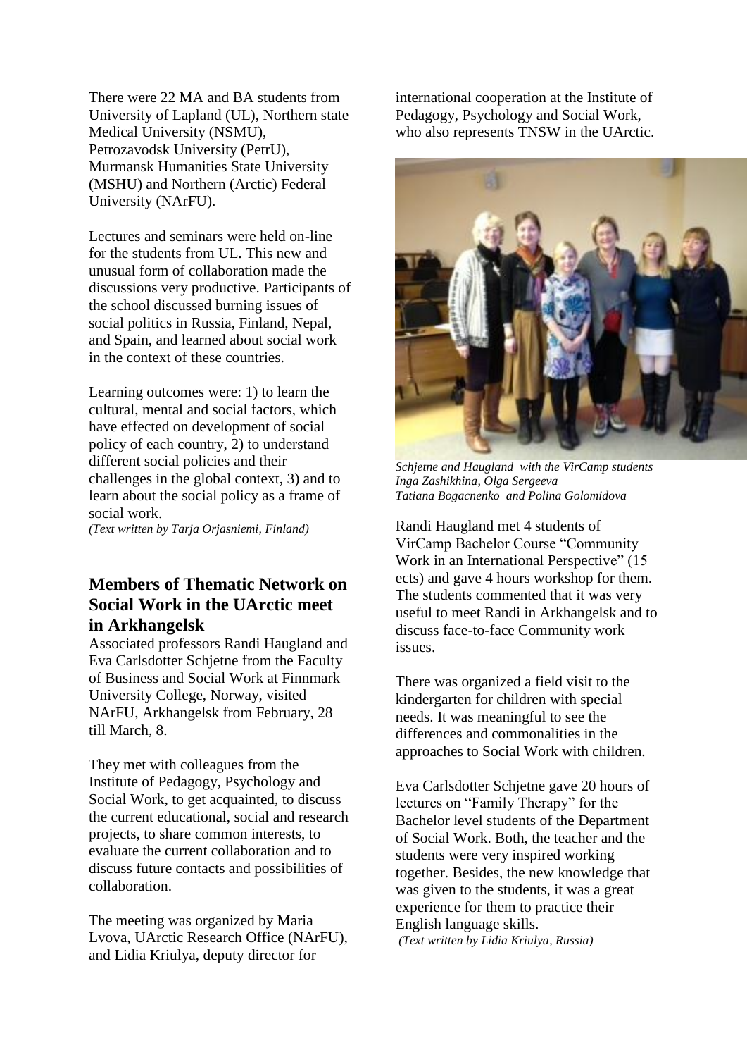There were 22 MA and BA students from University of Lapland (UL), Northern state Medical University (NSMU), Petrozavodsk University (PetrU), Murmansk Humanities State University (MSHU) and Northern (Arctic) Federal University (NArFU).

Lectures and seminars were held on-line for the students from UL. This new and unusual form of collaboration made the discussions very productive. Participants of the school discussed burning issues of social politics in Russia, Finland, Nepal, and Spain, and learned about social work in the context of these countries.

Learning outcomes were: 1) to learn the cultural, mental and social factors, which have effected on development of social policy of each country, 2) to understand different social policies and their challenges in the global context, 3) and to learn about the social policy as a frame of social work.

*(Text written by Tarja Orjasniemi, Finland)*

## Members of Thematic Network on Social Work in the UArctic meet in Arkhangelsk

Associated professors Randi Haugland and Eva Carlsdotter Schjetne from the Faculty of Business and Social Work at Finnmark University College, Norway, visited NArFU, Arkhangelsk from February, 28 till March, 8.

They met with colleagues from the Institute of Pedagogy, Psychology and Social Work, to get acquainted, to discuss the current educational, social and research projects, to share common interests, to evaluate the current collaboration and to discuss future contacts and possibilities of collaboration.

The meeting was organized by Maria Lvova, UArctic Research Office (NArFU), and Lidia Kriulya, deputy director for international cooperation at the Institute of Pedagogy, Psychology and Social Work, who also represents TNSW in the UArctic.

*Schjetne and Haugland with the VirCamp students Inga Zashikhina, Olga Sergeeva Tatiana Bogacnenko and Polina Golomidova*

Randi Haugland met 4 students of VirCamp Bachelor Course "Community Work in an International Perspective" (15 ects) and gave 4 hours workshop for them. The students commented that it was very useful to meet Randi in Arkhangelsk and to discuss face-to-face Community work issues.

There was organized a field visit to the kindergarten for children with special needs. It was meaningful to see the differences and commonalities in the approaches to Social Work with children.

Eva Carlsdotter Schjetne gave 20 hours of lectures on "Family Therapy" for the Bachelor level students of the Department of Social Work. Both, the teacher and the students were very inspired working together. Besides, the new knowledge that was given to the students, it was a great experience for them to practice their English language skills.

*(Text written by Lidia Kriulya, Russia)*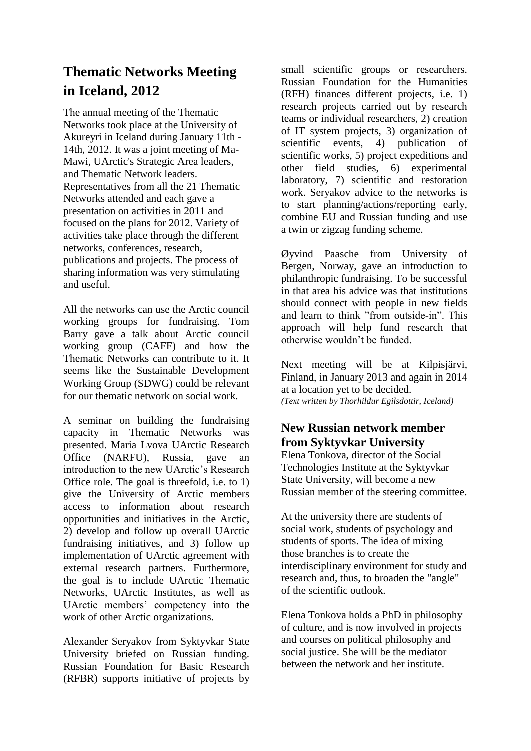## Thematic Networks Meeting in Iceland, 2012

The annual meeting of the Thematic Networks took place at the University of Akureyri in Iceland during January 11th - 14th, 2012. It was a joint meeting of Ma-Mawi, UArctic's Strategic Area leaders, and Thematic Network leaders. Representatives from all the 21 Thematic Networks attended and each gave a presentation on activities in 2011 and focused on the plans for 2012. Variety of activities take place through the different networks, conferences, research, publications and projects. The process of sharing information was very stimulating and useful.

All the networks can use the Arctic council working groups for fundraising. Tom Barry gave a talk about Arctic council working group (CAFF) and how the Thematic Networks can contribute to it. It seems like the Sustainable Development Working Group (SDWG) could be relevant for our thematic network on social work.

A seminar on building the fundraising capacity in Thematic Networks was presented. Maria Lvova UArctic Research Office (NARFU), Russia, gave an introduction to the new UArctic's Research Office role. The goal is threefold, i.e. to 1) give the University of Arctic members access to information about research opportunities and initiatives in the Arctic, 2) develop and follow up overall UArctic fundraising initiatives, and 3) follow up implementation of UArctic agreement with external research partners. Furthermore, the goal is to include UArctic Thematic Networks, UArctic Institutes, as well as UArctic members' competency into the work of other Arctic organizations.

Alexander Seryakov from Syktyvkar State University briefed on Russian funding. Russian Foundation for Basic Research (RFBR) supports initiative of projects by small scientific groups or researchers. Russian Foundation for the Humanities (RFH) finances different projects, i.e. 1) research projects carried out by research teams or individual researchers, 2) creation of IT system projects, 3) organization of scientific events, 4) publication of scientific works, 5) project expeditions and other field studies, 6) experimental laboratory, 7) scientific and restoration work. Seryakov advice to the networks is to start planning/actions/reporting early, combine EU and Russian funding and use a twin or zigzag funding scheme.

Øyvind Paasche from University of Bergen, Norway, gave an introduction to philanthropic fundraising. To be successful in that area his advice was that institutions should connect with people in new fields and learn to think "from outside-in". This approach will help fund research that otherwise wouldn't be funded.

Next meeting will be at Kilpisjärvi, Finland, in January 2013 and again in 2014 at a location yet to be decided.

*(Text written by Thorhildur Egilsdottir, Iceland)*

## New Russian network member from Syktyvkar University

Elena Tonkova, director of the Social Technologies Institute at the Syktyvkar State University, will become a new Russian member of the steering committee.

At the university there are students of social work, students of psychology and students of sports. The idea of mixing those branches is to create the interdisciplinary environment for study and research and, thus, to broaden the "angle" of the scientific outlook.

Elena Tonkova holds a PhD in philosophy of culture, and is now involved in projects and courses on political philosophy and social justice. She will be the mediator between the network and her institute.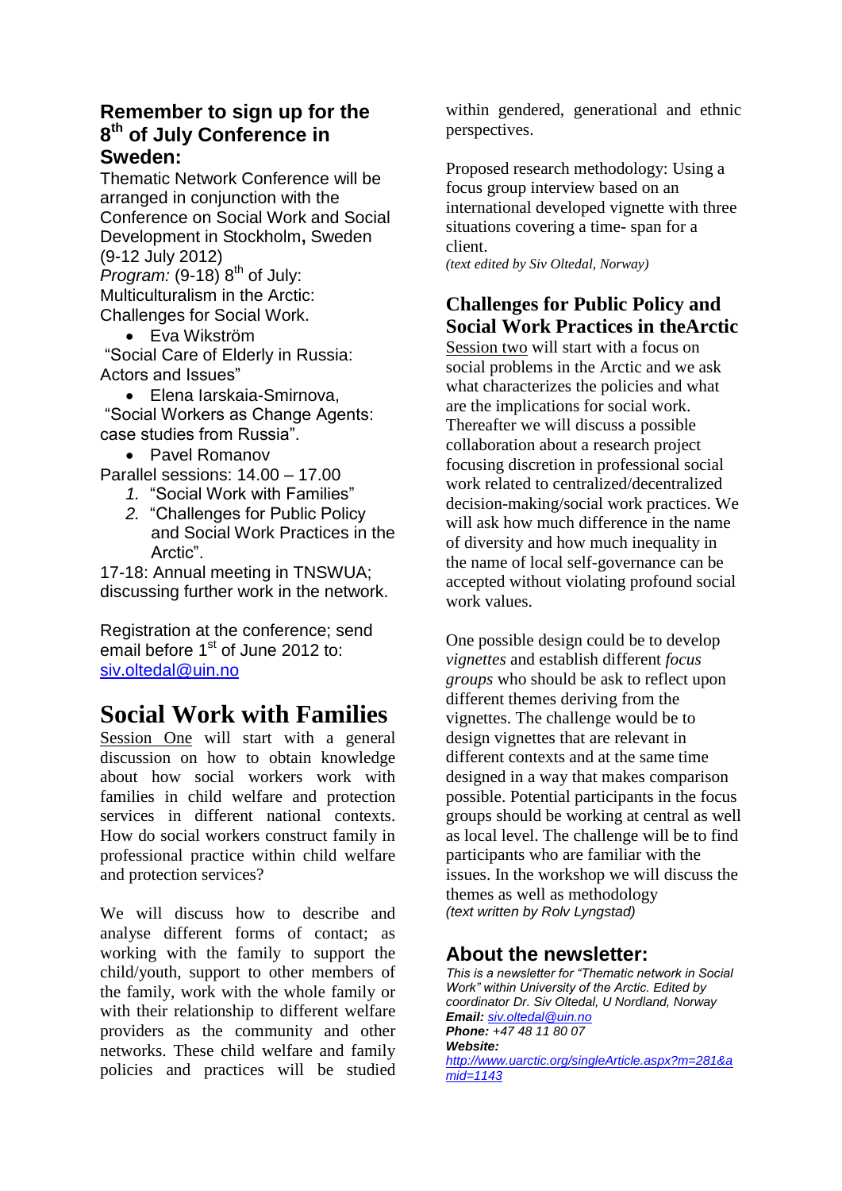## Remember to sign up for the 8th of July Conference in Sweden:

Thematic Network Conference will be arranged in conjunction with the Conference on Social Work and Social Development in Stockholm**,** Sweden (9-12 July 2012)

*Program:* (9-18) 8th of July: Multiculturalism in the Arctic: Challenges for Social Work.

- Eva Wikström

"Social Care of Elderly in Russia: Actors and Issues"

- Elena Iarskaia-Smirnova,

"Social Workers as Change Agents: case studies from Russia".

- Pavel Romanov

Parallel sessions: 14.00 – 17.00

1. "Social Work with Families"
2. "Challenges for Public Policy and Social Work Practices in the Arctic".

17-18: Annual meeting in TNSWUA; discussing further work in the network.

Registration at the conference; send email before 1st of June 2012 to: siv.oltedal@uin.no

# Social Work with Families

Session One will start with a general discussion on how to obtain knowledge about how social workers work with families in child welfare and protection services in different national contexts. How do social workers construct family in professional practice within child welfare and protection services?

We will discuss how to describe and analyse different forms of contact; as working with the family to support the child/youth, support to other members of the family, work with the whole family or with their relationship to different welfare providers as the community and other networks. These child welfare and family policies and practices will be studied within gendered, generational and ethnic perspectives.

Proposed research methodology: Using a focus group interview based on an international developed vignette with three situations covering a time- span for a client.

*(text edited by Siv Oltedal, Norway)*

## Challenges for Public Policy and Social Work Practices in theArctic

Session two will start with a focus on social problems in the Arctic and we ask what characterizes the policies and what are the implications for social work. Thereafter we will discuss a possible collaboration about a research project focusing discretion in professional social work related to centralized/decentralized decision-making/social work practices. We will ask how much difference in the name of diversity and how much inequality in the name of local self-governance can be accepted without violating profound social work values.

One possible design could be to develop *vignettes* and establish different *focus groups* who should be ask to reflect upon different themes deriving from the vignettes. The challenge would be to design vignettes that are relevant in different contexts and at the same time designed in a way that makes comparison possible. Potential participants in the focus groups should be working at central as well as local level. The challenge will be to find participants who are familiar with the issues. In the workshop we will discuss the themes as well as methodology

*(text written by Rolv Lyngstad)*

## About the newsletter:

*This is a newsletter for "Thematic network in Social Work" within University of the Arctic. Edited by coordinator Dr. Siv Oltedal, U Nordland, Norway*

***Email:*** *siv.oltedal@uin.no*

***Phone:*** *+47 48 11 80 07*

***Website:***

*http://www.uarctic.org/singleArticle.aspx?m=281&amid=1143*